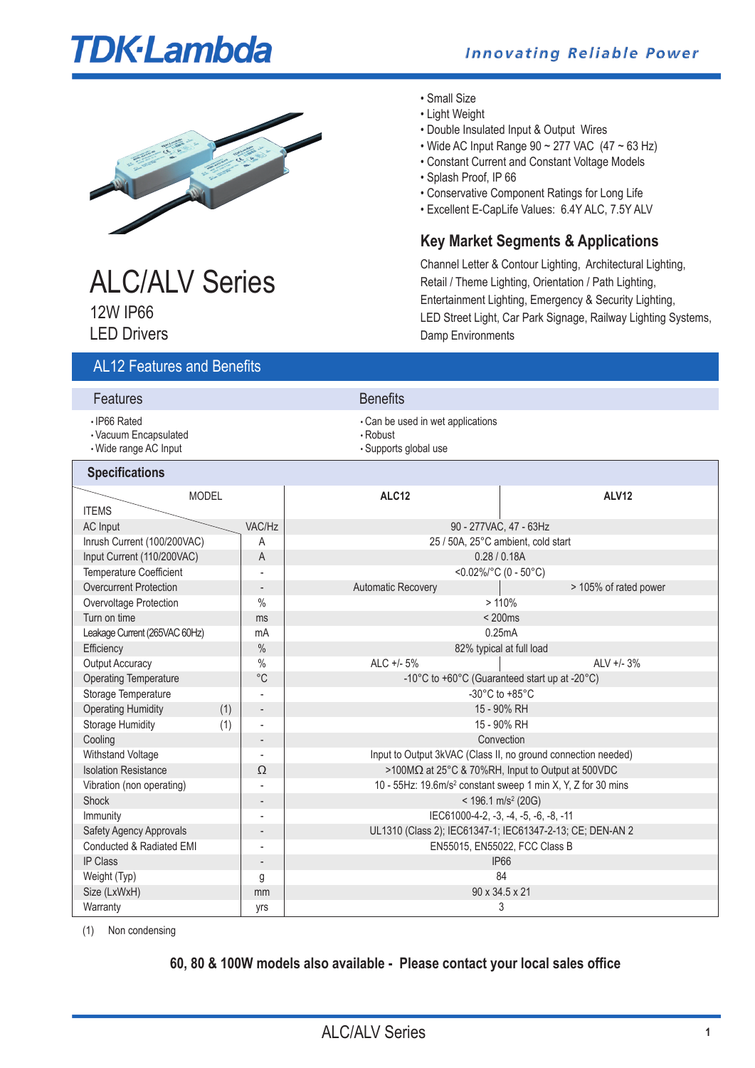# TDK·Lambda

*Innovating Reliable Power*

- Small Size
- Light Weight
- Double Insulated Input & Output Wires
- Wide AC Input Range 90 ~ 277 VAC (47 ~ 63 Hz)
- Constant Current and Constant Voltage Models
- Splash Proof, IP 66
- Conservative Component Ratings for Long Life
- Excellent E-CapLife Values: 6.4Y ALC, 7.5Y ALV

## Key Market Segments & Applications

Channel Letter & Contour Lighting, Architectural Lighting, Retail / Theme Lighting, Orientation / Path Lighting, Entertainment Lighting, Emergency & Security Lighting, LED Street Light, Car Park Signage, Railway Lighting Systems, Damp Environments

# ALC/ALV Series

12W IP66

LED Drivers

## AL12 Features and Benefits

| Features | Benefits |
|---|---|
| • IP66 Rated | • Can be used in wet applications |
| • Vacuum Encapsulated | • Robust |
| • Wide range AC Input | • Supports global use |

## Specifications

| ITEMS \ MODEL | | ALC12 | ALV12 |
|---|---|---|---|
| AC Input | VAC/Hz | 90 - 277VAC, 47 - 63Hz | |
| Inrush Current (100/200VAC) | A | 25 / 50A, 25°C ambient, cold start | |
| Input Current (110/200VAC) | A | 0.28 / 0.18A | |
| Temperature Coefficient | - | <0.02%/°C (0 - 50°C) | |
| Overcurrent Protection | - | Automatic Recovery | > 105% of rated power |
| Overvoltage Protection | % | > 110% | |
| Turn on time | ms | < 200ms | |
| Leakage Current (265VAC 60Hz) | mA | 0.25mA | |
| Efficiency | % | 82% typical at full load | |
| Output Accuracy | % | ALC +/- 5% | ALV +/- 3% |
| Operating Temperature | °C | -10°C to +60°C (Guaranteed start up at -20°C) | |
| Storage Temperature | - | -30°C to +85°C | |
| Operating Humidity (1) | - | 15 - 90% RH | |
| Storage Humidity (1) | - | 15 - 90% RH | |
| Cooling | - | Convection | |
| Withstand Voltage | - | Input to Output 3kVAC (Class II, no ground connection needed) | |
| Isolation Resistance | Ω | >100MΩ at 25°C & 70%RH, Input to Output at 500VDC | |
| Vibration (non operating) | - | 10 - 55Hz: 19.6m/s² constant sweep 1 min X, Y, Z for 30 mins | |
| Shock | - | < 196.1 m/s² (20G) | |
| Immunity | - | IEC61000-4-2, -3, -4, -5, -6, -8, -11 | |
| Safety Agency Approvals | - | UL1310 (Class 2); IEC61347-1; IEC61347-2-13; CE; DEN-AN 2 | |
| Conducted & Radiated EMI | - | EN55015, EN55022, FCC Class B | |
| IP Class | - | IP66 | |
| Weight (Typ) | g | 84 | |
| Size (LxWxH) | mm | 90 x 34.5 x 21 | |
| Warranty | yrs | 3 | |

(1) Non condensing

**60, 80 & 100W models also available - Please contact your local sales office**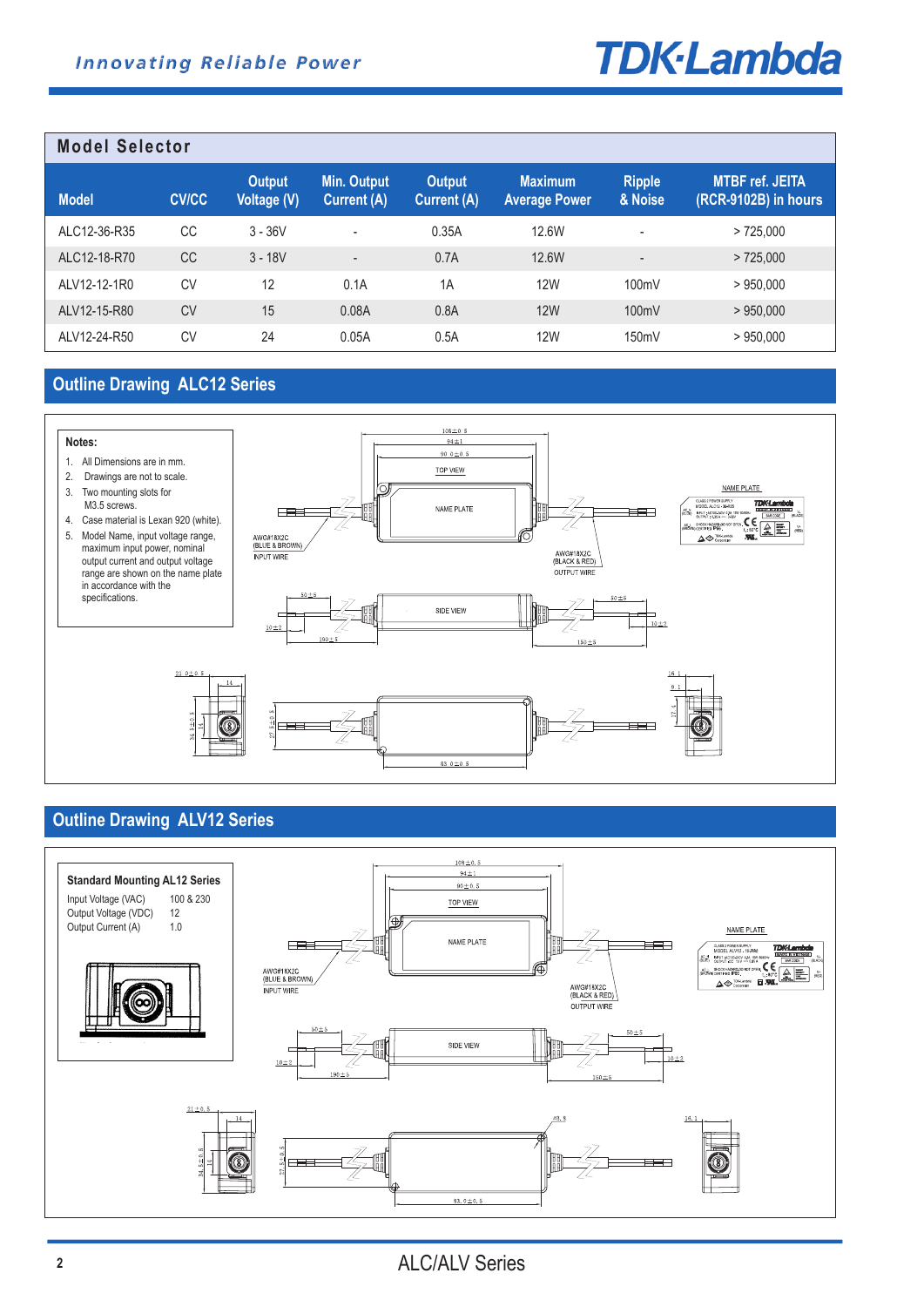## Model Selector

| Model | CV/CC | Output Voltage (V) | Min. Output Current (A) | Output Current (A) | Maximum Average Power | Ripple & Noise | MTBF ref. JEITA (RCR-9102B) in hours |
|---|---|---|---|---|---|---|---|
| ALC12-36-R35 | CC | 3 - 36V | - | 0.35A | 12.6W | - | > 725,000 |
| ALC12-18-R70 | CC | 3 - 18V | - | 0.7A | 12.6W | - | > 725,000 |
| ALV12-12-1R0 | CV | 12 | 0.1A | 1A | 12W | 100mV | > 950,000 |
| ALV12-15-R80 | CV | 15 | 0.08A | 0.8A | 12W | 100mV | > 950,000 |
| ALV12-24-R50 | CV | 24 | 0.05A | 0.5A | 12W | 150mV | > 950,000 |

## Outline Drawing ALC12 Series

**Notes:**

1. All Dimensions are in mm.
2. Drawings are not to scale.
3. Two mounting slots for M3.5 screws.
4. Case material is Lexan 920 (white).
5. Model Name, input voltage range, maximum input power, nominal output current and output voltage range are shown on the name plate in accordance with the specifications.

TOP VIEW

NAME PLATE

AWG#18X2C (BLUE & BROWN) INPUT WIRE

AWG#18X2C (BLACK & RED) OUTPUT WIRE

SIDE VIEW

## Outline Drawing ALV12 Series

**Standard Mounting AL12 Series**

| | |
|---|---|
| Input Voltage (VAC) | 100 & 230 |
| Output Voltage (VDC) | 12 |
| Output Current (A) | 1.0 |

TOP VIEW

NAME PLATE

AWG#18X2C (BLUE & BROWN) INPUT WIRE

AWG#18X2C (BLACK & RED) OUTPUT WIRE

SIDE VIEW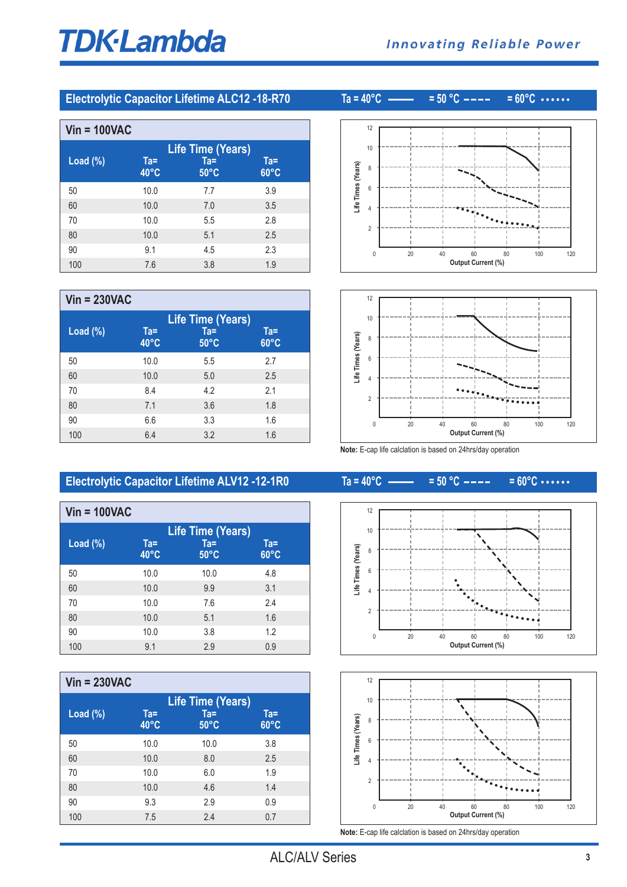## Electrolytic Capacitor Lifetime ALC12 -18-R70

Ta = 40°C ——— = 50 °C ---- = 60°C ••••••

### Vin = 100VAC

| Load (%) | Life Time (Years) Ta= 40°C | Ta= 50°C | Ta= 60°C |
|---|---|---|---|
| 50 | 10.0 | 7.7 | 3.9 |
| 60 | 10.0 | 7.0 | 3.5 |
| 70 | 10.0 | 5.5 | 2.8 |
| 80 | 10.0 | 5.1 | 2.5 |
| 90 | 9.1 | 4.5 | 2.3 |
| 100 | 7.6 | 3.8 | 1.9 |

### Vin = 230VAC

| Load (%) | Life Time (Years) Ta= 40°C | Ta= 50°C | Ta= 60°C |
|---|---|---|---|
| 50 | 10.0 | 5.5 | 2.7 |
| 60 | 10.0 | 5.0 | 2.5 |
| 70 | 8.4 | 4.2 | 2.1 |
| 80 | 7.1 | 3.6 | 1.8 |
| 90 | 6.6 | 3.3 | 1.6 |
| 100 | 6.4 | 3.2 | 1.6 |

**Note:** E-cap life calclation is based on 24hrs/day operation

## Electrolytic Capacitor Lifetime ALV12 -12-1R0

Ta = 40°C ——— = 50 °C ---- = 60°C ••••••

### Vin = 100VAC

| Load (%) | Life Time (Years) Ta= 40°C | Ta= 50°C | Ta= 60°C |
|---|---|---|---|
| 50 | 10.0 | 10.0 | 4.8 |
| 60 | 10.0 | 9.9 | 3.1 |
| 70 | 10.0 | 7.6 | 2.4 |
| 80 | 10.0 | 5.1 | 1.6 |
| 90 | 10.0 | 3.8 | 1.2 |
| 100 | 9.1 | 2.9 | 0.9 |

### Vin = 230VAC

| Load (%) | Life Time (Years) Ta= 40°C | Ta= 50°C | Ta= 60°C |
|---|---|---|---|
| 50 | 10.0 | 10.0 | 3.8 |
| 60 | 10.0 | 8.0 | 2.5 |
| 70 | 10.0 | 6.0 | 1.9 |
| 80 | 10.0 | 4.6 | 1.4 |
| 90 | 9.3 | 2.9 | 0.9 |
| 100 | 7.5 | 2.4 | 0.7 |

**Note:** E-cap life calclation is based on 24hrs/day operation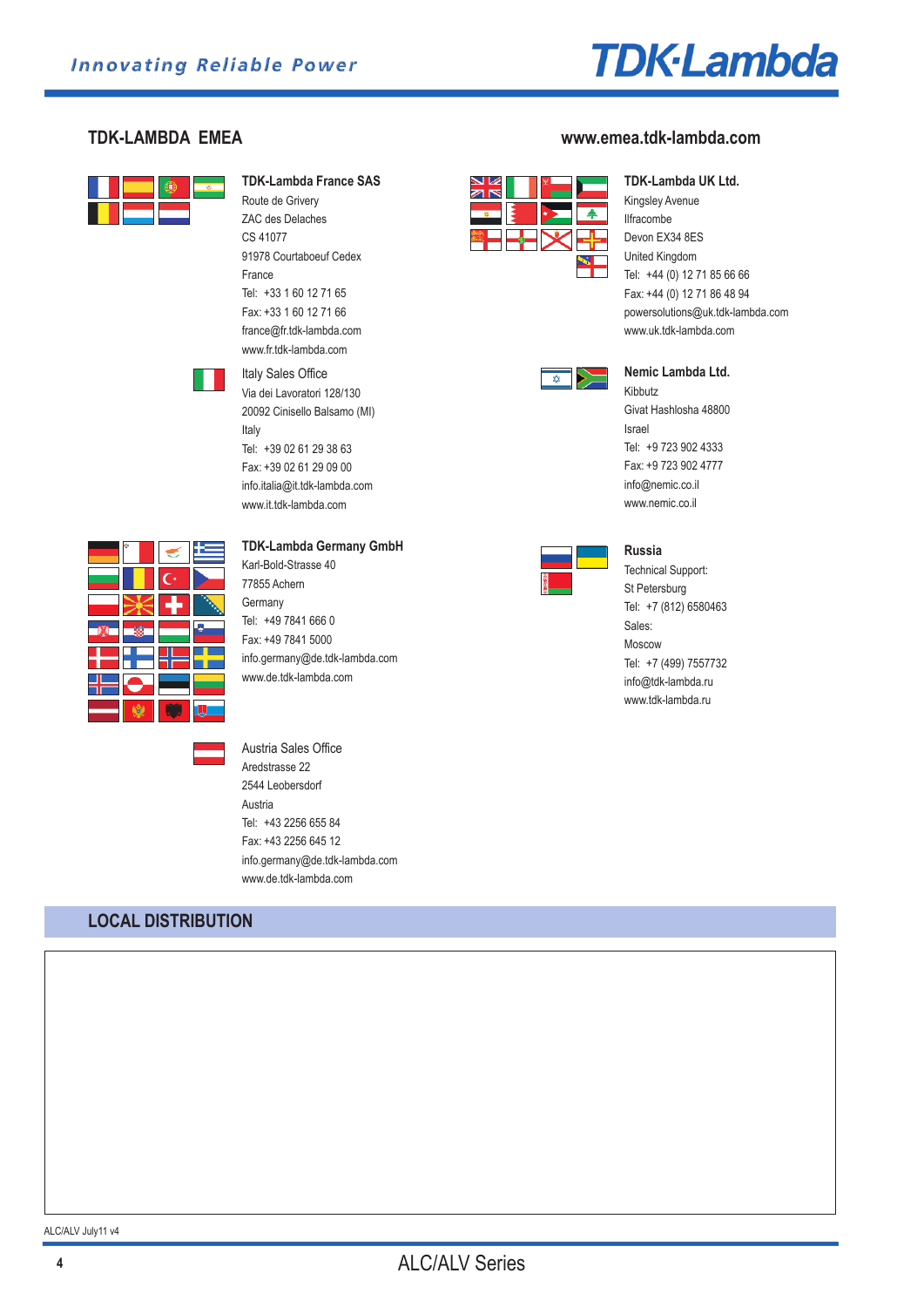## TDK-LAMBDA EMEA

www.emea.tdk-lambda.com

**TDK-Lambda France SAS**
Route de Grivery
ZAC des Delaches
CS 41077
91978 Courtaboeuf Cedex
France
Tel: +33 1 60 12 71 65
Fax: +33 1 60 12 71 66
france@fr.tdk-lambda.com
www.fr.tdk-lambda.com

Italy Sales Office
Via dei Lavoratori 128/130
20092 Cinisello Balsamo (MI)
Italy
Tel: +39 02 61 29 38 63
Fax: +39 02 61 29 09 00
info.italia@it.tdk-lambda.com
www.it.tdk-lambda.com

**TDK-Lambda Germany GmbH**
Karl-Bold-Strasse 40
77855 Achern
Germany
Tel: +49 7841 666 0
Fax: +49 7841 5000
info.germany@de.tdk-lambda.com
www.de.tdk-lambda.com

Austria Sales Office
Aredstrasse 22
2544 Leobersdorf
Austria
Tel: +43 2256 655 84
Fax: +43 2256 645 12
info.germany@de.tdk-lambda.com
www.de.tdk-lambda.com

**TDK-Lambda UK Ltd.**
Kingsley Avenue
Ilfracombe
Devon EX34 8ES
United Kingdom
Tel: +44 (0) 12 71 85 66 66
Fax: +44 (0) 12 71 86 48 94
powersolutions@uk.tdk-lambda.com
www.uk.tdk-lambda.com

**Nemic Lambda Ltd.**
Kibbutz
Givat Hashlosha 48800
Israel
Tel: +9 723 902 4333
Fax: +9 723 902 4777
info@nemic.co.il
www.nemic.co.il

**Russia**
Technical Support:
St Petersburg
Tel: +7 (812) 6580463
Sales:
Moscow
Tel: +7 (499) 7557732
info@tdk-lambda.ru
www.tdk-lambda.ru

## LOCAL DISTRIBUTION

ALC/ALV July11 v4